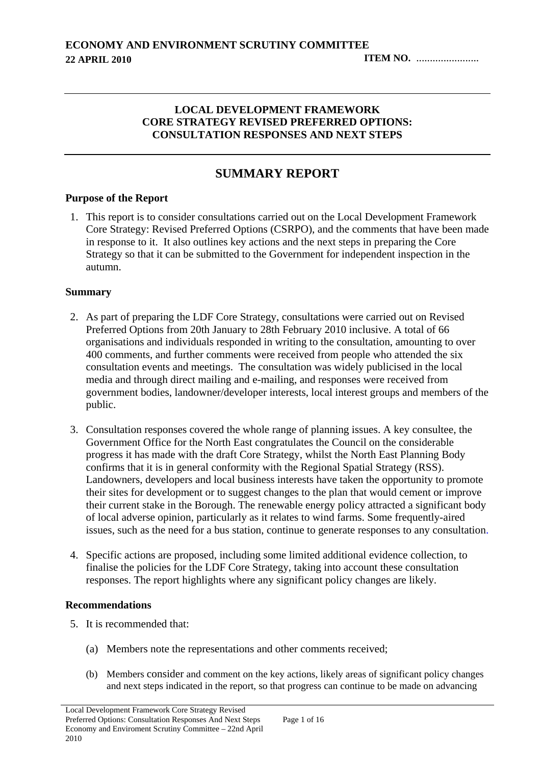**ECONOMY AND ENVIRONMENT SCRUTINY COMMITTEE**
**22 APRIL 2010** **ITEM NO. .....................**

---

**LOCAL DEVELOPMENT FRAMEWORK**
**CORE STRATEGY REVISED PREFERRED OPTIONS:**
**CONSULTATION RESPONSES AND NEXT STEPS**

---

# SUMMARY REPORT

### Purpose of the Report

1. This report is to consider consultations carried out on the Local Development Framework Core Strategy: Revised Preferred Options (CSRPO), and the comments that have been made in response to it. It also outlines key actions and the next steps in preparing the Core Strategy so that it can be submitted to the Government for independent inspection in the autumn.

### Summary

2. As part of preparing the LDF Core Strategy, consultations were carried out on Revised Preferred Options from 20th January to 28th February 2010 inclusive. A total of 66 organisations and individuals responded in writing to the consultation, amounting to over 400 comments, and further comments were received from people who attended the six consultation events and meetings. The consultation was widely publicised in the local media and through direct mailing and e-mailing, and responses were received from government bodies, landowner/developer interests, local interest groups and members of the public.

3. Consultation responses covered the whole range of planning issues. A key consultee, the Government Office for the North East congratulates the Council on the considerable progress it has made with the draft Core Strategy, whilst the North East Planning Body confirms that it is in general conformity with the Regional Spatial Strategy (RSS). Landowners, developers and local business interests have taken the opportunity to promote their sites for development or to suggest changes to the plan that would cement or improve their current stake in the Borough. The renewable energy policy attracted a significant body of local adverse opinion, particularly as it relates to wind farms. Some frequently-aired issues, such as the need for a bus station, continue to generate responses to any consultation.

4. Specific actions are proposed, including some limited additional evidence collection, to finalise the policies for the LDF Core Strategy, taking into account these consultation responses. The report highlights where any significant policy changes are likely.

### Recommendations

5. It is recommended that:

    (a) Members note the representations and other comments received;

    (b) Members consider and comment on the key actions, likely areas of significant policy changes and next steps indicated in the report, so that progress can continue to be made on advancing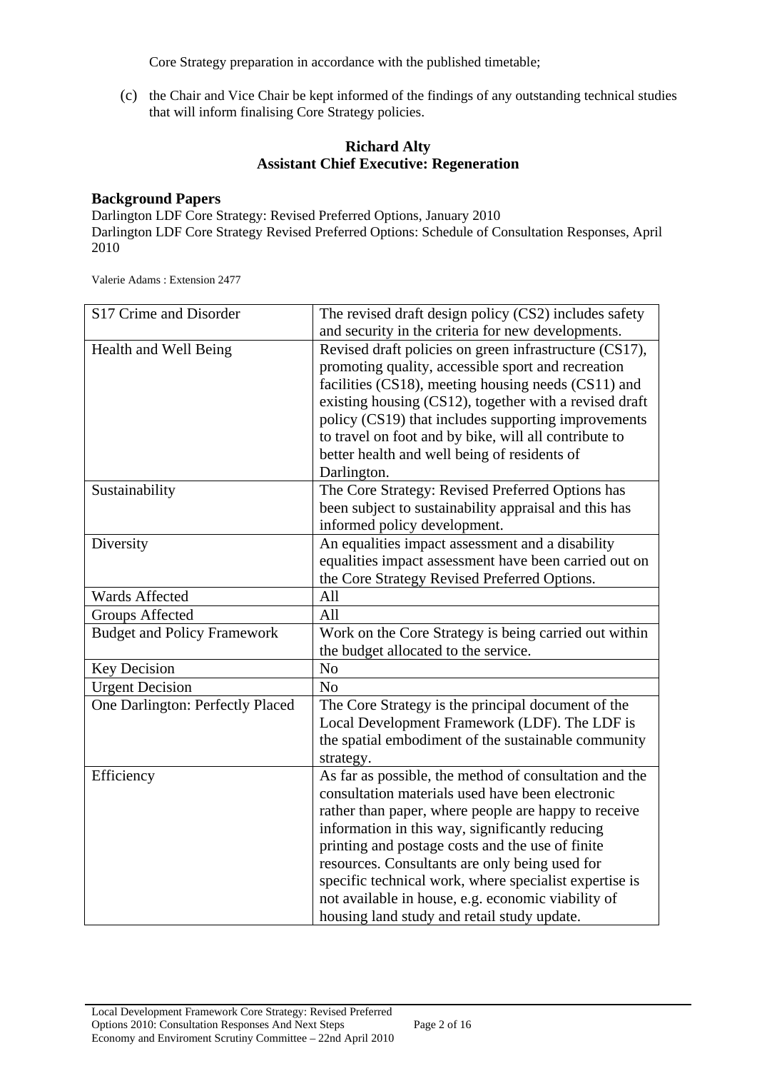Core Strategy preparation in accordance with the published timetable;

(c) the Chair and Vice Chair be kept informed of the findings of any outstanding technical studies that will inform finalising Core Strategy policies.

**Richard Alty**
**Assistant Chief Executive: Regeneration**

**Background Papers**
Darlington LDF Core Strategy: Revised Preferred Options, January 2010
Darlington LDF Core Strategy Revised Preferred Options: Schedule of Consultation Responses, April 2010

Valerie Adams : Extension 2477

| S17 Crime and Disorder | The revised draft design policy (CS2) includes safety and security in the criteria for new developments. |
|---|---|
| Health and Well Being | Revised draft policies on green infrastructure (CS17), promoting quality, accessible sport and recreation facilities (CS18), meeting housing needs (CS11) and existing housing (CS12), together with a revised draft policy (CS19) that includes supporting improvements to travel on foot and by bike, will all contribute to better health and well being of residents of Darlington. |
| Sustainability | The Core Strategy: Revised Preferred Options has been subject to sustainability appraisal and this has informed policy development. |
| Diversity | An equalities impact assessment and a disability equalities impact assessment have been carried out on the Core Strategy Revised Preferred Options. |
| Wards Affected | All |
| Groups Affected | All |
| Budget and Policy Framework | Work on the Core Strategy is being carried out within the budget allocated to the service. |
| Key Decision | No |
| Urgent Decision | No |
| One Darlington: Perfectly Placed | The Core Strategy is the principal document of the Local Development Framework (LDF). The LDF is the spatial embodiment of the sustainable community strategy. |
| Efficiency | As far as possible, the method of consultation and the consultation materials used have been electronic rather than paper, where people are happy to receive information in this way, significantly reducing printing and postage costs and the use of finite resources. Consultants are only being used for specific technical work, where specialist expertise is not available in house, e.g. economic viability of housing land study and retail study update. |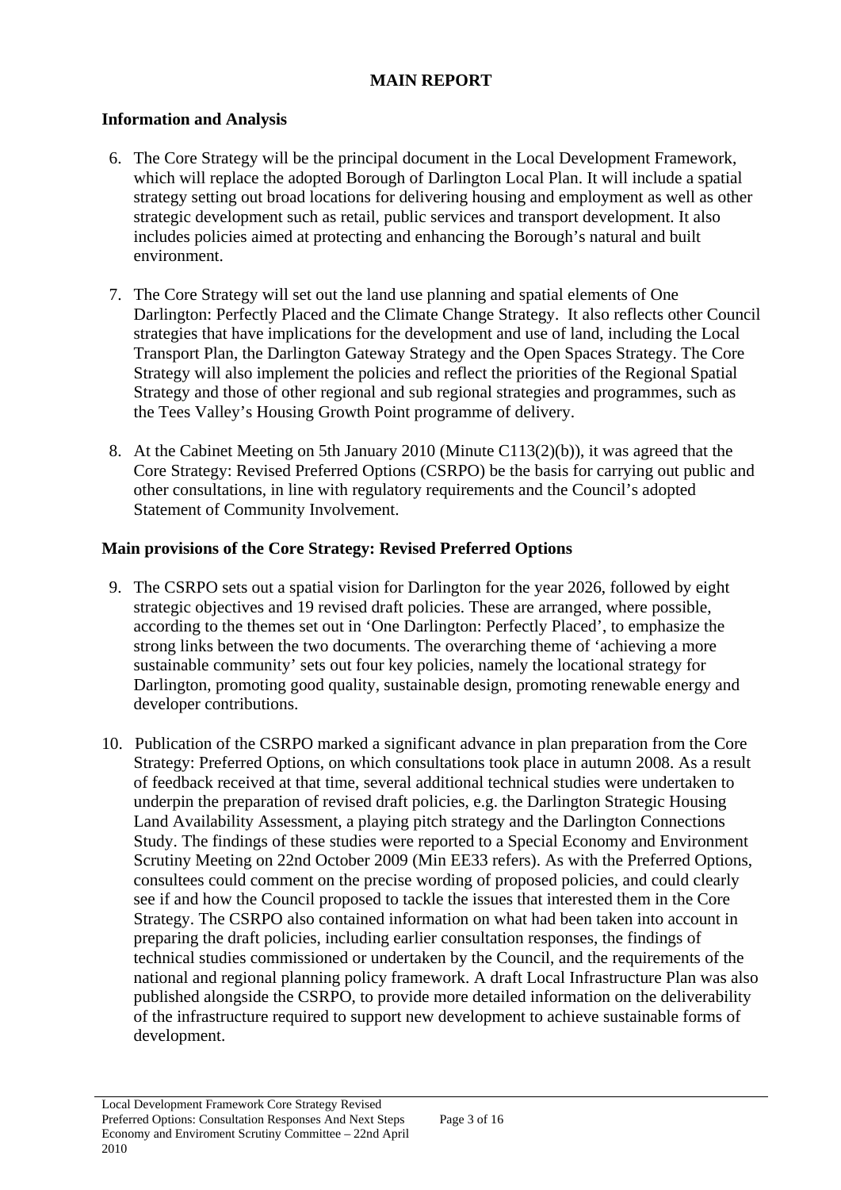## MAIN REPORT

### Information and Analysis

6. The Core Strategy will be the principal document in the Local Development Framework, which will replace the adopted Borough of Darlington Local Plan. It will include a spatial strategy setting out broad locations for delivering housing and employment as well as other strategic development such as retail, public services and transport development. It also includes policies aimed at protecting and enhancing the Borough's natural and built environment.

7. The Core Strategy will set out the land use planning and spatial elements of One Darlington: Perfectly Placed and the Climate Change Strategy. It also reflects other Council strategies that have implications for the development and use of land, including the Local Transport Plan, the Darlington Gateway Strategy and the Open Spaces Strategy. The Core Strategy will also implement the policies and reflect the priorities of the Regional Spatial Strategy and those of other regional and sub regional strategies and programmes, such as the Tees Valley's Housing Growth Point programme of delivery.

8. At the Cabinet Meeting on 5th January 2010 (Minute C113(2)(b)), it was agreed that the Core Strategy: Revised Preferred Options (CSRPO) be the basis for carrying out public and other consultations, in line with regulatory requirements and the Council's adopted Statement of Community Involvement.

### Main provisions of the Core Strategy: Revised Preferred Options

9. The CSRPO sets out a spatial vision for Darlington for the year 2026, followed by eight strategic objectives and 19 revised draft policies. These are arranged, where possible, according to the themes set out in 'One Darlington: Perfectly Placed', to emphasize the strong links between the two documents. The overarching theme of 'achieving a more sustainable community' sets out four key policies, namely the locational strategy for Darlington, promoting good quality, sustainable design, promoting renewable energy and developer contributions.

10. Publication of the CSRPO marked a significant advance in plan preparation from the Core Strategy: Preferred Options, on which consultations took place in autumn 2008. As a result of feedback received at that time, several additional technical studies were undertaken to underpin the preparation of revised draft policies, e.g. the Darlington Strategic Housing Land Availability Assessment, a playing pitch strategy and the Darlington Connections Study. The findings of these studies were reported to a Special Economy and Environment Scrutiny Meeting on 22nd October 2009 (Min EE33 refers). As with the Preferred Options, consultees could comment on the precise wording of proposed policies, and could clearly see if and how the Council proposed to tackle the issues that interested them in the Core Strategy. The CSRPO also contained information on what had been taken into account in preparing the draft policies, including earlier consultation responses, the findings of technical studies commissioned or undertaken by the Council, and the requirements of the national and regional planning policy framework. A draft Local Infrastructure Plan was also published alongside the CSRPO, to provide more detailed information on the deliverability of the infrastructure required to support new development to achieve sustainable forms of development.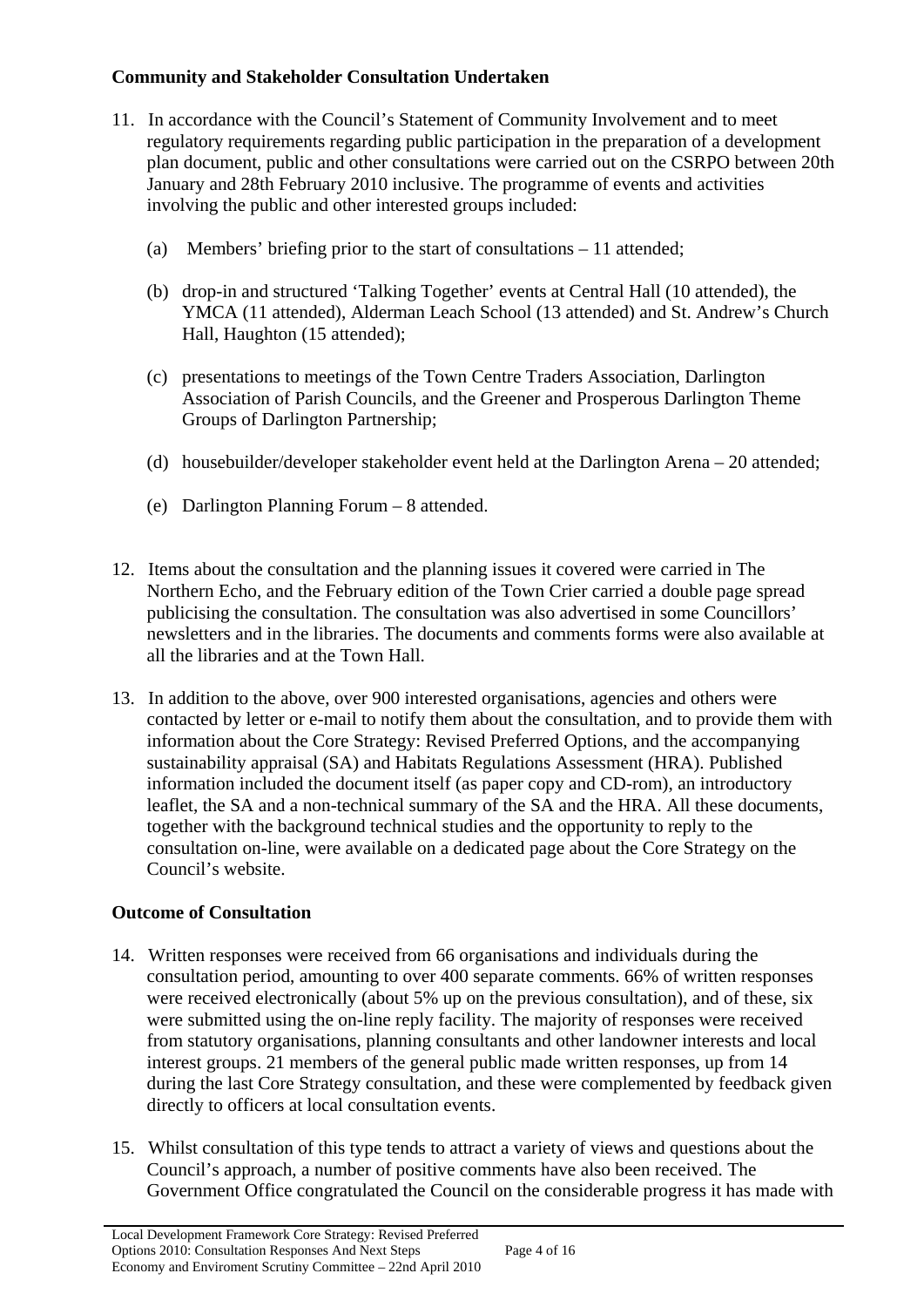**Community and Stakeholder Consultation Undertaken**

11. In accordance with the Council's Statement of Community Involvement and to meet regulatory requirements regarding public participation in the preparation of a development plan document, public and other consultations were carried out on the CSRPO between 20th January and 28th February 2010 inclusive. The programme of events and activities involving the public and other interested groups included:

    (a) Members' briefing prior to the start of consultations – 11 attended;

    (b) drop-in and structured 'Talking Together' events at Central Hall (10 attended), the YMCA (11 attended), Alderman Leach School (13 attended) and St. Andrew's Church Hall, Haughton (15 attended);

    (c) presentations to meetings of the Town Centre Traders Association, Darlington Association of Parish Councils, and the Greener and Prosperous Darlington Theme Groups of Darlington Partnership;

    (d) housebuilder/developer stakeholder event held at the Darlington Arena – 20 attended;

    (e) Darlington Planning Forum – 8 attended.

12. Items about the consultation and the planning issues it covered were carried in The Northern Echo, and the February edition of the Town Crier carried a double page spread publicising the consultation. The consultation was also advertised in some Councillors' newsletters and in the libraries. The documents and comments forms were also available at all the libraries and at the Town Hall.

13. In addition to the above, over 900 interested organisations, agencies and others were contacted by letter or e-mail to notify them about the consultation, and to provide them with information about the Core Strategy: Revised Preferred Options, and the accompanying sustainability appraisal (SA) and Habitats Regulations Assessment (HRA). Published information included the document itself (as paper copy and CD-rom), an introductory leaflet, the SA and a non-technical summary of the SA and the HRA. All these documents, together with the background technical studies and the opportunity to reply to the consultation on-line, were available on a dedicated page about the Core Strategy on the Council's website.

**Outcome of Consultation**

14. Written responses were received from 66 organisations and individuals during the consultation period, amounting to over 400 separate comments. 66% of written responses were received electronically (about 5% up on the previous consultation), and of these, six were submitted using the on-line reply facility. The majority of responses were received from statutory organisations, planning consultants and other landowner interests and local interest groups. 21 members of the general public made written responses, up from 14 during the last Core Strategy consultation, and these were complemented by feedback given directly to officers at local consultation events.

15. Whilst consultation of this type tends to attract a variety of views and questions about the Council's approach, a number of positive comments have also been received. The Government Office congratulated the Council on the considerable progress it has made with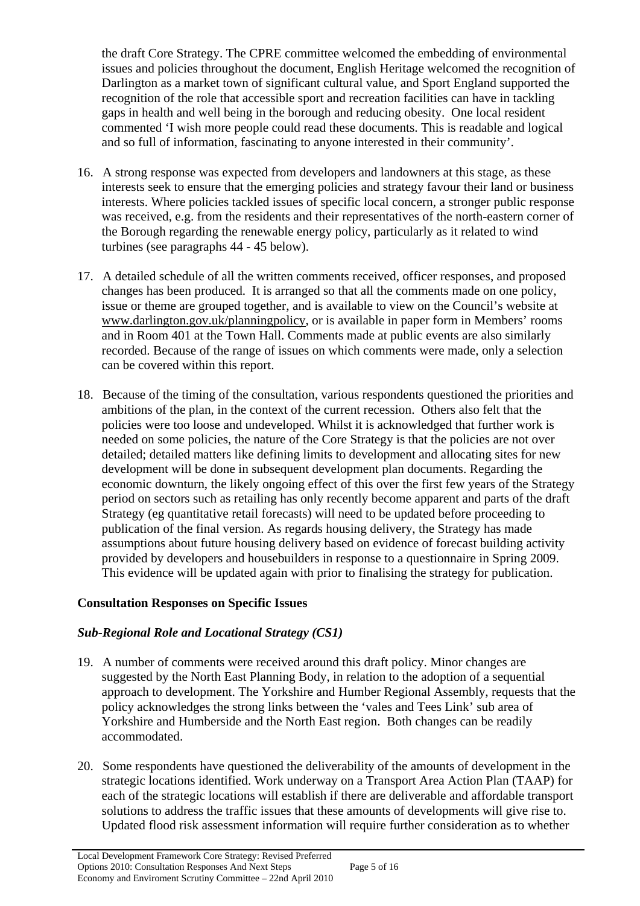the draft Core Strategy. The CPRE committee welcomed the embedding of environmental issues and policies throughout the document, English Heritage welcomed the recognition of Darlington as a market town of significant cultural value, and Sport England supported the recognition of the role that accessible sport and recreation facilities can have in tackling gaps in health and well being in the borough and reducing obesity. One local resident commented 'I wish more people could read these documents. This is readable and logical and so full of information, fascinating to anyone interested in their community'.

16. A strong response was expected from developers and landowners at this stage, as these interests seek to ensure that the emerging policies and strategy favour their land or business interests. Where policies tackled issues of specific local concern, a stronger public response was received, e.g. from the residents and their representatives of the north-eastern corner of the Borough regarding the renewable energy policy, particularly as it related to wind turbines (see paragraphs 44 - 45 below).

17. A detailed schedule of all the written comments received, officer responses, and proposed changes has been produced. It is arranged so that all the comments made on one policy, issue or theme are grouped together, and is available to view on the Council's website at www.darlington.gov.uk/planningpolicy, or is available in paper form in Members' rooms and in Room 401 at the Town Hall. Comments made at public events are also similarly recorded. Because of the range of issues on which comments were made, only a selection can be covered within this report.

18. Because of the timing of the consultation, various respondents questioned the priorities and ambitions of the plan, in the context of the current recession. Others also felt that the policies were too loose and undeveloped. Whilst it is acknowledged that further work is needed on some policies, the nature of the Core Strategy is that the policies are not over detailed; detailed matters like defining limits to development and allocating sites for new development will be done in subsequent development plan documents. Regarding the economic downturn, the likely ongoing effect of this over the first few years of the Strategy period on sectors such as retailing has only recently become apparent and parts of the draft Strategy (eg quantitative retail forecasts) will need to be updated before proceeding to publication of the final version. As regards housing delivery, the Strategy has made assumptions about future housing delivery based on evidence of forecast building activity provided by developers and housebuilders in response to a questionnaire in Spring 2009. This evidence will be updated again with prior to finalising the strategy for publication.

## Consultation Responses on Specific Issues

### *Sub-Regional Role and Locational Strategy (CS1)*

19. A number of comments were received around this draft policy. Minor changes are suggested by the North East Planning Body, in relation to the adoption of a sequential approach to development. The Yorkshire and Humber Regional Assembly, requests that the policy acknowledges the strong links between the 'vales and Tees Link' sub area of Yorkshire and Humberside and the North East region. Both changes can be readily accommodated.

20. Some respondents have questioned the deliverability of the amounts of development in the strategic locations identified. Work underway on a Transport Area Action Plan (TAAP) for each of the strategic locations will establish if there are deliverable and affordable transport solutions to address the traffic issues that these amounts of developments will give rise to. Updated flood risk assessment information will require further consideration as to whether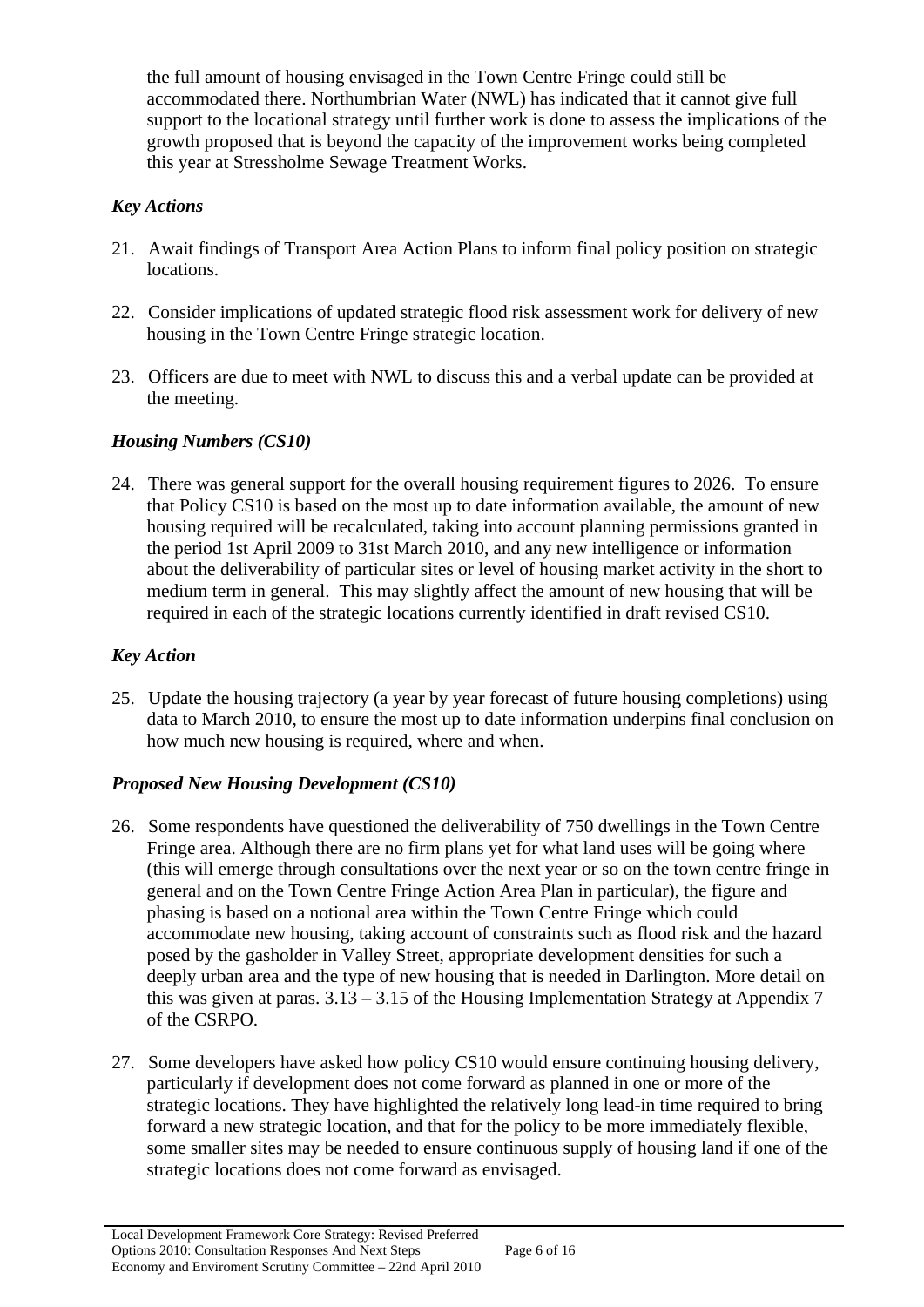the full amount of housing envisaged in the Town Centre Fringe could still be accommodated there. Northumbrian Water (NWL) has indicated that it cannot give full support to the locational strategy until further work is done to assess the implications of the growth proposed that is beyond the capacity of the improvement works being completed this year at Stressholme Sewage Treatment Works.

*Key Actions*

21. Await findings of Transport Area Action Plans to inform final policy position on strategic locations.

22. Consider implications of updated strategic flood risk assessment work for delivery of new housing in the Town Centre Fringe strategic location.

23. Officers are due to meet with NWL to discuss this and a verbal update can be provided at the meeting.

*Housing Numbers (CS10)*

24. There was general support for the overall housing requirement figures to 2026. To ensure that Policy CS10 is based on the most up to date information available, the amount of new housing required will be recalculated, taking into account planning permissions granted in the period 1st April 2009 to 31st March 2010, and any new intelligence or information about the deliverability of particular sites or level of housing market activity in the short to medium term in general. This may slightly affect the amount of new housing that will be required in each of the strategic locations currently identified in draft revised CS10.

*Key Action*

25. Update the housing trajectory (a year by year forecast of future housing completions) using data to March 2010, to ensure the most up to date information underpins final conclusion on how much new housing is required, where and when.

*Proposed New Housing Development (CS10)*

26. Some respondents have questioned the deliverability of 750 dwellings in the Town Centre Fringe area. Although there are no firm plans yet for what land uses will be going where (this will emerge through consultations over the next year or so on the town centre fringe in general and on the Town Centre Fringe Action Area Plan in particular), the figure and phasing is based on a notional area within the Town Centre Fringe which could accommodate new housing, taking account of constraints such as flood risk and the hazard posed by the gasholder in Valley Street, appropriate development densities for such a deeply urban area and the type of new housing that is needed in Darlington. More detail on this was given at paras. 3.13 – 3.15 of the Housing Implementation Strategy at Appendix 7 of the CSRPO.

27. Some developers have asked how policy CS10 would ensure continuing housing delivery, particularly if development does not come forward as planned in one or more of the strategic locations. They have highlighted the relatively long lead-in time required to bring forward a new strategic location, and that for the policy to be more immediately flexible, some smaller sites may be needed to ensure continuous supply of housing land if one of the strategic locations does not come forward as envisaged.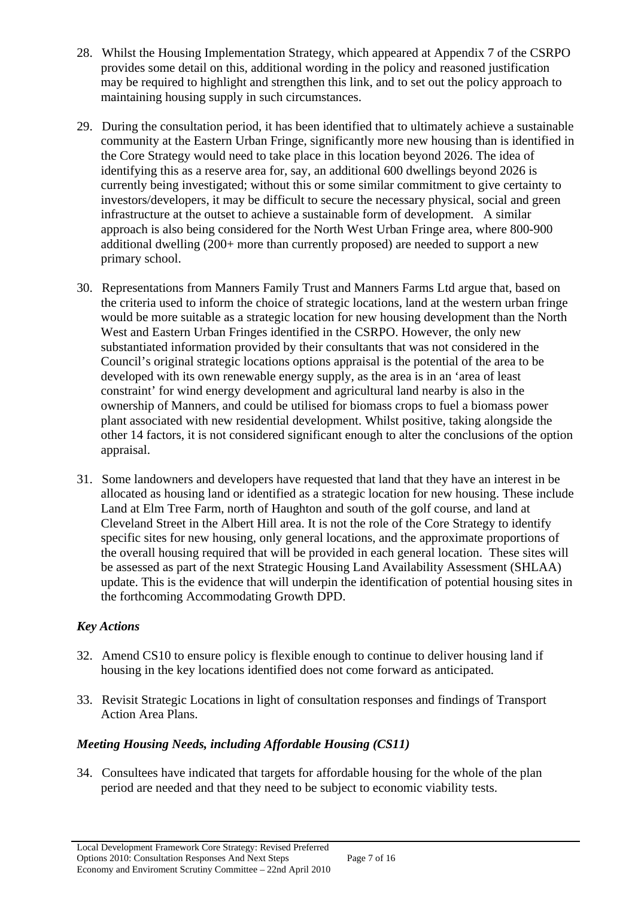28. Whilst the Housing Implementation Strategy, which appeared at Appendix 7 of the CSRPO provides some detail on this, additional wording in the policy and reasoned justification may be required to highlight and strengthen this link, and to set out the policy approach to maintaining housing supply in such circumstances.

29. During the consultation period, it has been identified that to ultimately achieve a sustainable community at the Eastern Urban Fringe, significantly more new housing than is identified in the Core Strategy would need to take place in this location beyond 2026. The idea of identifying this as a reserve area for, say, an additional 600 dwellings beyond 2026 is currently being investigated; without this or some similar commitment to give certainty to investors/developers, it may be difficult to secure the necessary physical, social and green infrastructure at the outset to achieve a sustainable form of development. A similar approach is also being considered for the North West Urban Fringe area, where 800-900 additional dwelling (200+ more than currently proposed) are needed to support a new primary school.

30. Representations from Manners Family Trust and Manners Farms Ltd argue that, based on the criteria used to inform the choice of strategic locations, land at the western urban fringe would be more suitable as a strategic location for new housing development than the North West and Eastern Urban Fringes identified in the CSRPO. However, the only new substantiated information provided by their consultants that was not considered in the Council's original strategic locations options appraisal is the potential of the area to be developed with its own renewable energy supply, as the area is in an 'area of least constraint' for wind energy development and agricultural land nearby is also in the ownership of Manners, and could be utilised for biomass crops to fuel a biomass power plant associated with new residential development. Whilst positive, taking alongside the other 14 factors, it is not considered significant enough to alter the conclusions of the option appraisal.

31. Some landowners and developers have requested that land that they have an interest in be allocated as housing land or identified as a strategic location for new housing. These include Land at Elm Tree Farm, north of Haughton and south of the golf course, and land at Cleveland Street in the Albert Hill area. It is not the role of the Core Strategy to identify specific sites for new housing, only general locations, and the approximate proportions of the overall housing required that will be provided in each general location. These sites will be assessed as part of the next Strategic Housing Land Availability Assessment (SHLAA) update. This is the evidence that will underpin the identification of potential housing sites in the forthcoming Accommodating Growth DPD.

### *Key Actions*

32. Amend CS10 to ensure policy is flexible enough to continue to deliver housing land if housing in the key locations identified does not come forward as anticipated.

33. Revisit Strategic Locations in light of consultation responses and findings of Transport Action Area Plans.

### *Meeting Housing Needs, including Affordable Housing (CS11)*

34. Consultees have indicated that targets for affordable housing for the whole of the plan period are needed and that they need to be subject to economic viability tests.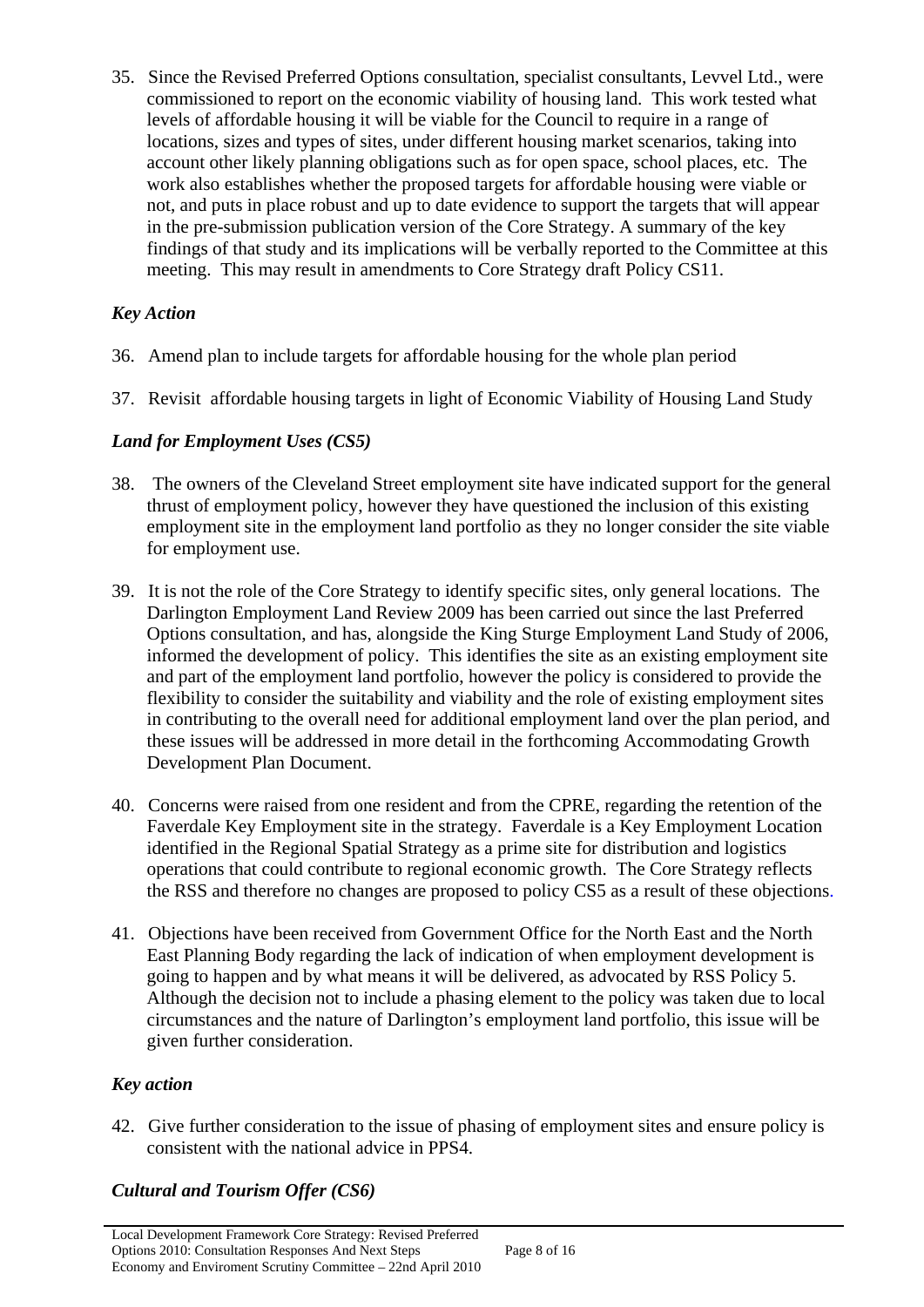35. Since the Revised Preferred Options consultation, specialist consultants, Levvel Ltd., were commissioned to report on the economic viability of housing land. This work tested what levels of affordable housing it will be viable for the Council to require in a range of locations, sizes and types of sites, under different housing market scenarios, taking into account other likely planning obligations such as for open space, school places, etc. The work also establishes whether the proposed targets for affordable housing were viable or not, and puts in place robust and up to date evidence to support the targets that will appear in the pre-submission publication version of the Core Strategy. A summary of the key findings of that study and its implications will be verbally reported to the Committee at this meeting. This may result in amendments to Core Strategy draft Policy CS11.

### *Key Action*

36. Amend plan to include targets for affordable housing for the whole plan period

37. Revisit affordable housing targets in light of Economic Viability of Housing Land Study

### *Land for Employment Uses (CS5)*

38. The owners of the Cleveland Street employment site have indicated support for the general thrust of employment policy, however they have questioned the inclusion of this existing employment site in the employment land portfolio as they no longer consider the site viable for employment use.

39. It is not the role of the Core Strategy to identify specific sites, only general locations. The Darlington Employment Land Review 2009 has been carried out since the last Preferred Options consultation, and has, alongside the King Sturge Employment Land Study of 2006, informed the development of policy. This identifies the site as an existing employment site and part of the employment land portfolio, however the policy is considered to provide the flexibility to consider the suitability and viability and the role of existing employment sites in contributing to the overall need for additional employment land over the plan period, and these issues will be addressed in more detail in the forthcoming Accommodating Growth Development Plan Document.

40. Concerns were raised from one resident and from the CPRE, regarding the retention of the Faverdale Key Employment site in the strategy. Faverdale is a Key Employment Location identified in the Regional Spatial Strategy as a prime site for distribution and logistics operations that could contribute to regional economic growth. The Core Strategy reflects the RSS and therefore no changes are proposed to policy CS5 as a result of these objections.

41. Objections have been received from Government Office for the North East and the North East Planning Body regarding the lack of indication of when employment development is going to happen and by what means it will be delivered, as advocated by RSS Policy 5. Although the decision not to include a phasing element to the policy was taken due to local circumstances and the nature of Darlington's employment land portfolio, this issue will be given further consideration.

### *Key action*

42. Give further consideration to the issue of phasing of employment sites and ensure policy is consistent with the national advice in PPS4.

### *Cultural and Tourism Offer (CS6)*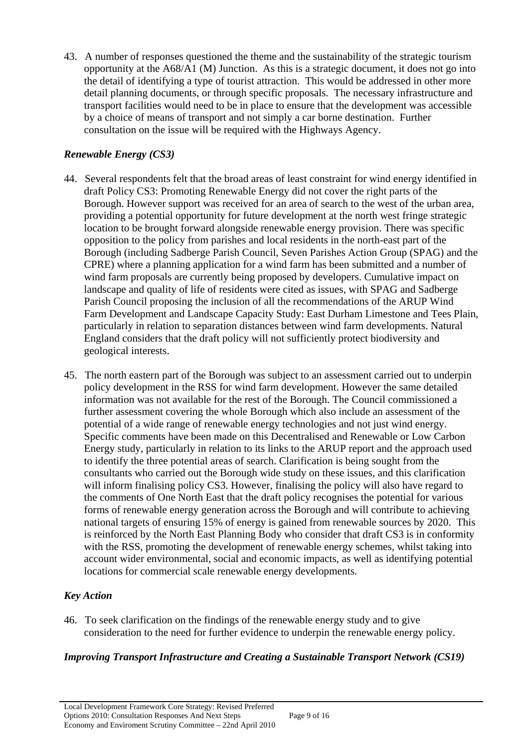43. A number of responses questioned the theme and the sustainability of the strategic tourism opportunity at the A68/A1 (M) Junction. As this is a strategic document, it does not go into the detail of identifying a type of tourist attraction. This would be addressed in other more detail planning documents, or through specific proposals. The necessary infrastructure and transport facilities would need to be in place to ensure that the development was accessible by a choice of means of transport and not simply a car borne destination. Further consultation on the issue will be required with the Highways Agency.

### *Renewable Energy (CS3)*

44. Several respondents felt that the broad areas of least constraint for wind energy identified in draft Policy CS3: Promoting Renewable Energy did not cover the right parts of the Borough. However support was received for an area of search to the west of the urban area, providing a potential opportunity for future development at the north west fringe strategic location to be brought forward alongside renewable energy provision. There was specific opposition to the policy from parishes and local residents in the north-east part of the Borough (including Sadberge Parish Council, Seven Parishes Action Group (SPAG) and the CPRE) where a planning application for a wind farm has been submitted and a number of wind farm proposals are currently being proposed by developers. Cumulative impact on landscape and quality of life of residents were cited as issues, with SPAG and Sadberge Parish Council proposing the inclusion of all the recommendations of the ARUP Wind Farm Development and Landscape Capacity Study: East Durham Limestone and Tees Plain, particularly in relation to separation distances between wind farm developments. Natural England considers that the draft policy will not sufficiently protect biodiversity and geological interests.

45. The north eastern part of the Borough was subject to an assessment carried out to underpin policy development in the RSS for wind farm development. However the same detailed information was not available for the rest of the Borough. The Council commissioned a further assessment covering the whole Borough which also include an assessment of the potential of a wide range of renewable energy technologies and not just wind energy. Specific comments have been made on this Decentralised and Renewable or Low Carbon Energy study, particularly in relation to its links to the ARUP report and the approach used to identify the three potential areas of search. Clarification is being sought from the consultants who carried out the Borough wide study on these issues, and this clarification will inform finalising policy CS3. However, finalising the policy will also have regard to the comments of One North East that the draft policy recognises the potential for various forms of renewable energy generation across the Borough and will contribute to achieving national targets of ensuring 15% of energy is gained from renewable sources by 2020. This is reinforced by the North East Planning Body who consider that draft CS3 is in conformity with the RSS, promoting the development of renewable energy schemes, whilst taking into account wider environmental, social and economic impacts, as well as identifying potential locations for commercial scale renewable energy developments.

### *Key Action*

46. To seek clarification on the findings of the renewable energy study and to give consideration to the need for further evidence to underpin the renewable energy policy.

### *Improving Transport Infrastructure and Creating a Sustainable Transport Network (CS19)*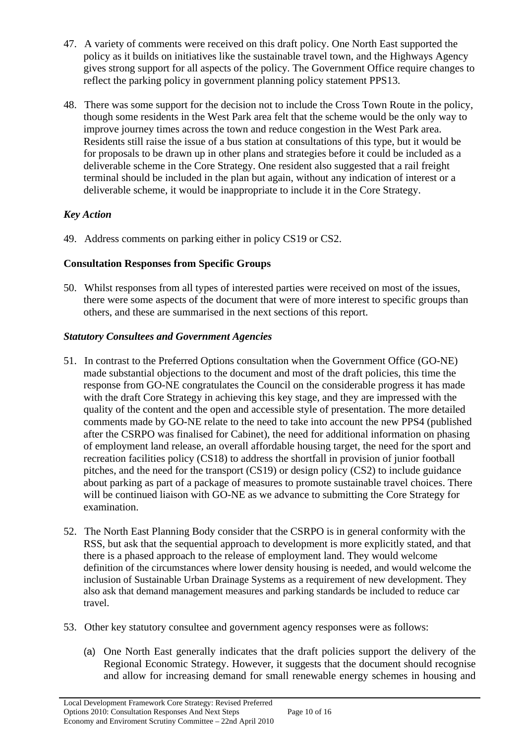47. A variety of comments were received on this draft policy. One North East supported the policy as it builds on initiatives like the sustainable travel town, and the Highways Agency gives strong support for all aspects of the policy. The Government Office require changes to reflect the parking policy in government planning policy statement PPS13.

48. There was some support for the decision not to include the Cross Town Route in the policy, though some residents in the West Park area felt that the scheme would be the only way to improve journey times across the town and reduce congestion in the West Park area. Residents still raise the issue of a bus station at consultations of this type, but it would be for proposals to be drawn up in other plans and strategies before it could be included as a deliverable scheme in the Core Strategy. One resident also suggested that a rail freight terminal should be included in the plan but again, without any indication of interest or a deliverable scheme, it would be inappropriate to include it in the Core Strategy.

### *Key Action*

49. Address comments on parking either in policy CS19 or CS2.

## **Consultation Responses from Specific Groups**

50. Whilst responses from all types of interested parties were received on most of the issues, there were some aspects of the document that were of more interest to specific groups than others, and these are summarised in the next sections of this report.

### *Statutory Consultees and Government Agencies*

51. In contrast to the Preferred Options consultation when the Government Office (GO-NE) made substantial objections to the document and most of the draft policies, this time the response from GO-NE congratulates the Council on the considerable progress it has made with the draft Core Strategy in achieving this key stage, and they are impressed with the quality of the content and the open and accessible style of presentation. The more detailed comments made by GO-NE relate to the need to take into account the new PPS4 (published after the CSRPO was finalised for Cabinet), the need for additional information on phasing of employment land release, an overall affordable housing target, the need for the sport and recreation facilities policy (CS18) to address the shortfall in provision of junior football pitches, and the need for the transport (CS19) or design policy (CS2) to include guidance about parking as part of a package of measures to promote sustainable travel choices. There will be continued liaison with GO-NE as we advance to submitting the Core Strategy for examination.

52. The North East Planning Body consider that the CSRPO is in general conformity with the RSS, but ask that the sequential approach to development is more explicitly stated, and that there is a phased approach to the release of employment land. They would welcome definition of the circumstances where lower density housing is needed, and would welcome the inclusion of Sustainable Urban Drainage Systems as a requirement of new development. They also ask that demand management measures and parking standards be included to reduce car travel.

53. Other key statutory consultee and government agency responses were as follows:

   (a) One North East generally indicates that the draft policies support the delivery of the Regional Economic Strategy. However, it suggests that the document should recognise and allow for increasing demand for small renewable energy schemes in housing and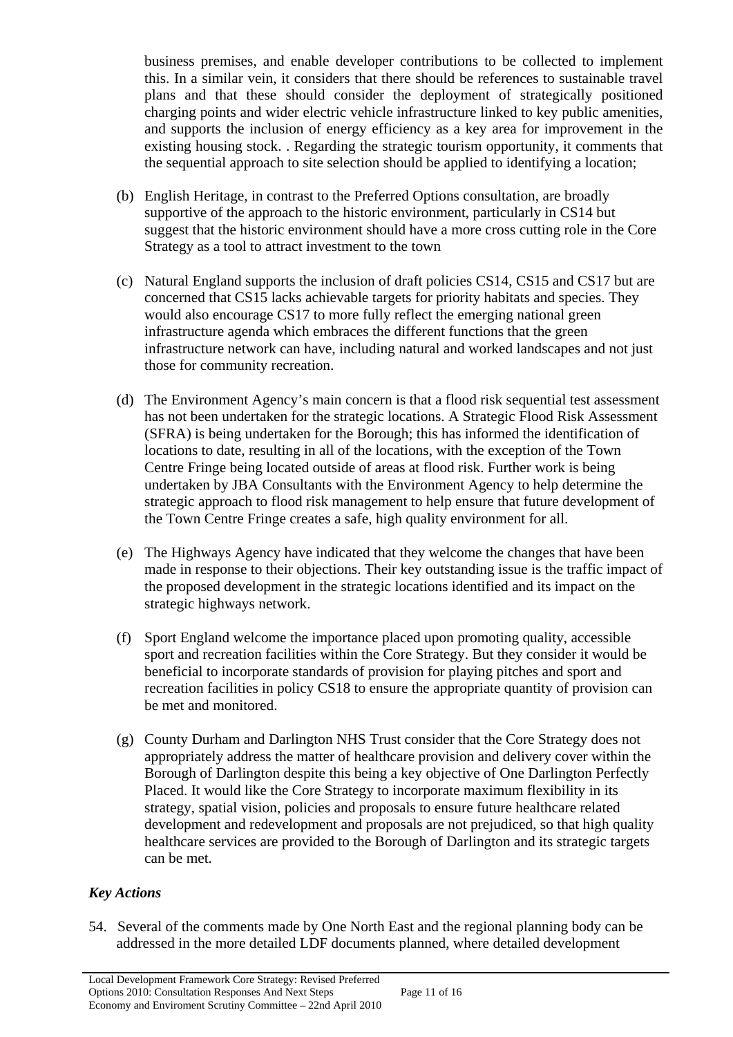business premises, and enable developer contributions to be collected to implement this. In a similar vein, it considers that there should be references to sustainable travel plans and that these should consider the deployment of strategically positioned charging points and wider electric vehicle infrastructure linked to key public amenities, and supports the inclusion of energy efficiency as a key area for improvement in the existing housing stock. . Regarding the strategic tourism opportunity, it comments that the sequential approach to site selection should be applied to identifying a location;

(b) English Heritage, in contrast to the Preferred Options consultation, are broadly supportive of the approach to the historic environment, particularly in CS14 but suggest that the historic environment should have a more cross cutting role in the Core Strategy as a tool to attract investment to the town

(c) Natural England supports the inclusion of draft policies CS14, CS15 and CS17 but are concerned that CS15 lacks achievable targets for priority habitats and species. They would also encourage CS17 to more fully reflect the emerging national green infrastructure agenda which embraces the different functions that the green infrastructure network can have, including natural and worked landscapes and not just those for community recreation.

(d) The Environment Agency's main concern is that a flood risk sequential test assessment has not been undertaken for the strategic locations. A Strategic Flood Risk Assessment (SFRA) is being undertaken for the Borough; this has informed the identification of locations to date, resulting in all of the locations, with the exception of the Town Centre Fringe being located outside of areas at flood risk. Further work is being undertaken by JBA Consultants with the Environment Agency to help determine the strategic approach to flood risk management to help ensure that future development of the Town Centre Fringe creates a safe, high quality environment for all.

(e) The Highways Agency have indicated that they welcome the changes that have been made in response to their objections. Their key outstanding issue is the traffic impact of the proposed development in the strategic locations identified and its impact on the strategic highways network.

(f) Sport England welcome the importance placed upon promoting quality, accessible sport and recreation facilities within the Core Strategy. But they consider it would be beneficial to incorporate standards of provision for playing pitches and sport and recreation facilities in policy CS18 to ensure the appropriate quantity of provision can be met and monitored.

(g) County Durham and Darlington NHS Trust consider that the Core Strategy does not appropriately address the matter of healthcare provision and delivery cover within the Borough of Darlington despite this being a key objective of One Darlington Perfectly Placed. It would like the Core Strategy to incorporate maximum flexibility in its strategy, spatial vision, policies and proposals to ensure future healthcare related development and redevelopment and proposals are not prejudiced, so that high quality healthcare services are provided to the Borough of Darlington and its strategic targets can be met.

### *Key Actions*

54. Several of the comments made by One North East and the regional planning body can be addressed in the more detailed LDF documents planned, where detailed development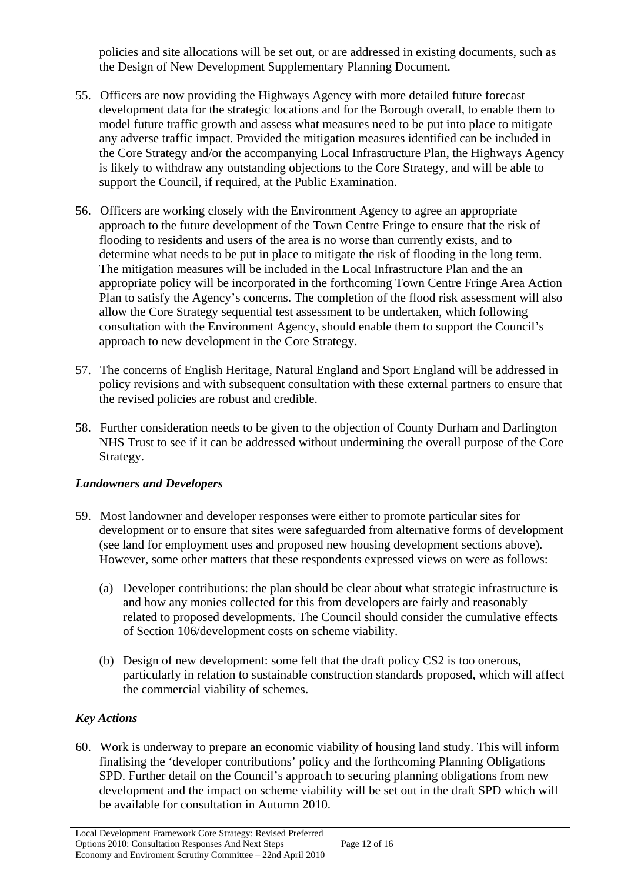policies and site allocations will be set out, or are addressed in existing documents, such as the Design of New Development Supplementary Planning Document.

55. Officers are now providing the Highways Agency with more detailed future forecast development data for the strategic locations and for the Borough overall, to enable them to model future traffic growth and assess what measures need to be put into place to mitigate any adverse traffic impact. Provided the mitigation measures identified can be included in the Core Strategy and/or the accompanying Local Infrastructure Plan, the Highways Agency is likely to withdraw any outstanding objections to the Core Strategy, and will be able to support the Council, if required, at the Public Examination.

56. Officers are working closely with the Environment Agency to agree an appropriate approach to the future development of the Town Centre Fringe to ensure that the risk of flooding to residents and users of the area is no worse than currently exists, and to determine what needs to be put in place to mitigate the risk of flooding in the long term. The mitigation measures will be included in the Local Infrastructure Plan and the an appropriate policy will be incorporated in the forthcoming Town Centre Fringe Area Action Plan to satisfy the Agency's concerns. The completion of the flood risk assessment will also allow the Core Strategy sequential test assessment to be undertaken, which following consultation with the Environment Agency, should enable them to support the Council's approach to new development in the Core Strategy.

57. The concerns of English Heritage, Natural England and Sport England will be addressed in policy revisions and with subsequent consultation with these external partners to ensure that the revised policies are robust and credible.

58. Further consideration needs to be given to the objection of County Durham and Darlington NHS Trust to see if it can be addressed without undermining the overall purpose of the Core Strategy.

### *Landowners and Developers*

59. Most landowner and developer responses were either to promote particular sites for development or to ensure that sites were safeguarded from alternative forms of development (see land for employment uses and proposed new housing development sections above). However, some other matters that these respondents expressed views on were as follows:

    (a) Developer contributions: the plan should be clear about what strategic infrastructure is and how any monies collected for this from developers are fairly and reasonably related to proposed developments. The Council should consider the cumulative effects of Section 106/development costs on scheme viability.

    (b) Design of new development: some felt that the draft policy CS2 is too onerous, particularly in relation to sustainable construction standards proposed, which will affect the commercial viability of schemes.

### *Key Actions*

60. Work is underway to prepare an economic viability of housing land study. This will inform finalising the 'developer contributions' policy and the forthcoming Planning Obligations SPD. Further detail on the Council's approach to securing planning obligations from new development and the impact on scheme viability will be set out in the draft SPD which will be available for consultation in Autumn 2010.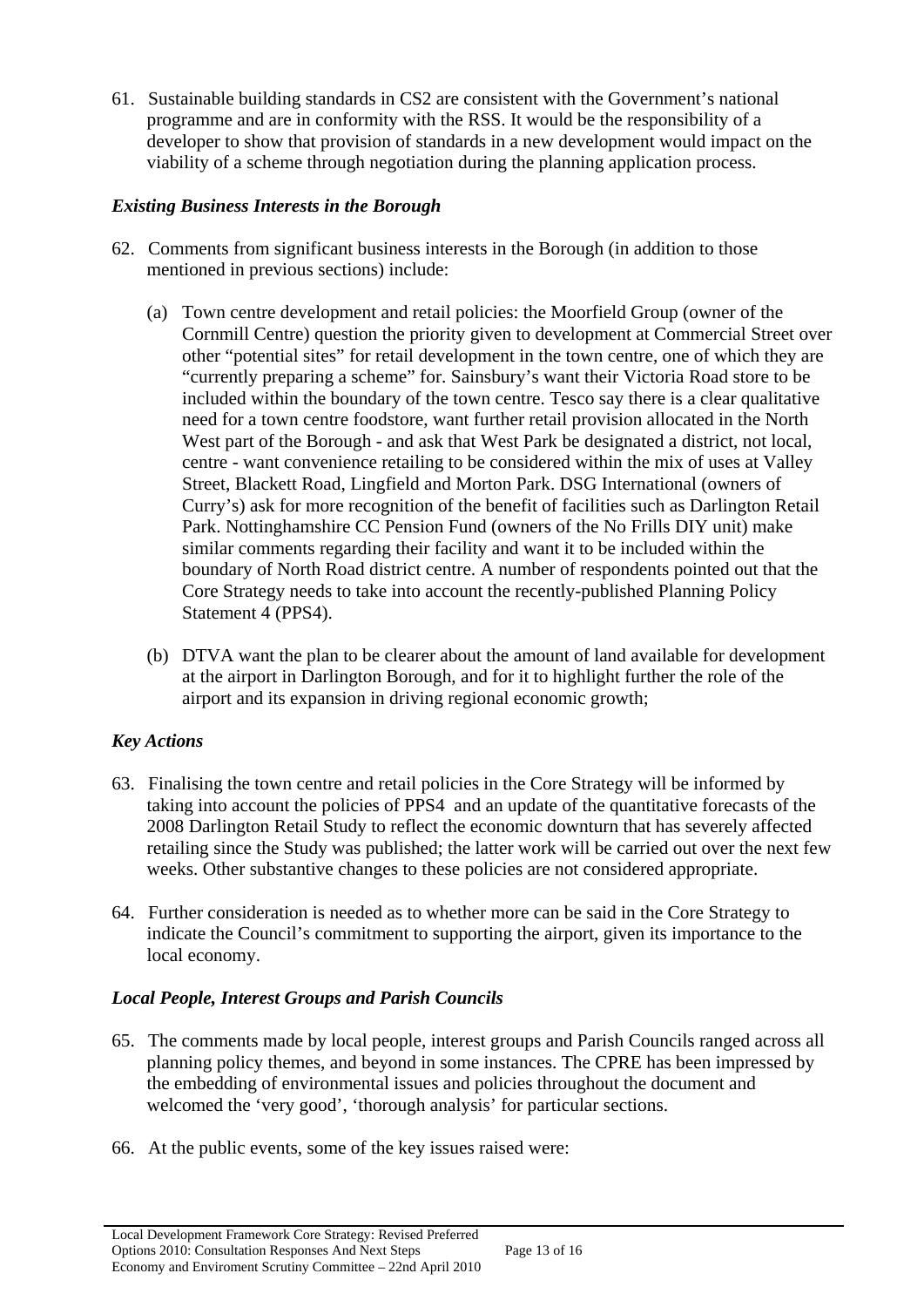61. Sustainable building standards in CS2 are consistent with the Government's national programme and are in conformity with the RSS. It would be the responsibility of a developer to show that provision of standards in a new development would impact on the viability of a scheme through negotiation during the planning application process.

### *Existing Business Interests in the Borough*

62. Comments from significant business interests in the Borough (in addition to those mentioned in previous sections) include:

    (a) Town centre development and retail policies: the Moorfield Group (owner of the Cornmill Centre) question the priority given to development at Commercial Street over other "potential sites" for retail development in the town centre, one of which they are "currently preparing a scheme" for. Sainsbury's want their Victoria Road store to be included within the boundary of the town centre. Tesco say there is a clear qualitative need for a town centre foodstore, want further retail provision allocated in the North West part of the Borough - and ask that West Park be designated a district, not local, centre - want convenience retailing to be considered within the mix of uses at Valley Street, Blackett Road, Lingfield and Morton Park. DSG International (owners of Curry's) ask for more recognition of the benefit of facilities such as Darlington Retail Park. Nottinghamshire CC Pension Fund (owners of the No Frills DIY unit) make similar comments regarding their facility and want it to be included within the boundary of North Road district centre. A number of respondents pointed out that the Core Strategy needs to take into account the recently-published Planning Policy Statement 4 (PPS4).

    (b) DTVA want the plan to be clearer about the amount of land available for development at the airport in Darlington Borough, and for it to highlight further the role of the airport and its expansion in driving regional economic growth;

### *Key Actions*

63. Finalising the town centre and retail policies in the Core Strategy will be informed by taking into account the policies of PPS4 and an update of the quantitative forecasts of the 2008 Darlington Retail Study to reflect the economic downturn that has severely affected retailing since the Study was published; the latter work will be carried out over the next few weeks. Other substantive changes to these policies are not considered appropriate.

64. Further consideration is needed as to whether more can be said in the Core Strategy to indicate the Council's commitment to supporting the airport, given its importance to the local economy.

### *Local People, Interest Groups and Parish Councils*

65. The comments made by local people, interest groups and Parish Councils ranged across all planning policy themes, and beyond in some instances. The CPRE has been impressed by the embedding of environmental issues and policies throughout the document and welcomed the 'very good', 'thorough analysis' for particular sections.

66. At the public events, some of the key issues raised were: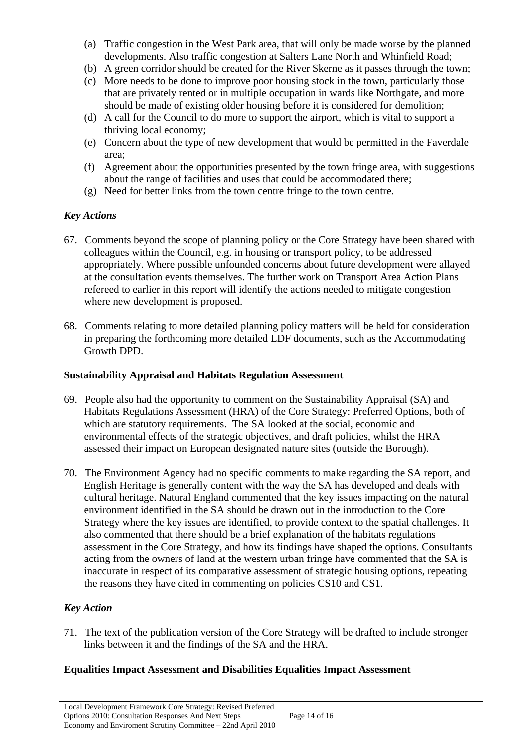(a) Traffic congestion in the West Park area, that will only be made worse by the planned developments. Also traffic congestion at Salters Lane North and Whinfield Road;
(b) A green corridor should be created for the River Skerne as it passes through the town;
(c) More needs to be done to improve poor housing stock in the town, particularly those that are privately rented or in multiple occupation in wards like Northgate, and more should be made of existing older housing before it is considered for demolition;
(d) A call for the Council to do more to support the airport, which is vital to support a thriving local economy;
(e) Concern about the type of new development that would be permitted in the Faverdale area;
(f) Agreement about the opportunities presented by the town fringe area, with suggestions about the range of facilities and uses that could be accommodated there;
(g) Need for better links from the town centre fringe to the town centre.

### *Key Actions*

67. Comments beyond the scope of planning policy or the Core Strategy have been shared with colleagues within the Council, e.g. in housing or transport policy, to be addressed appropriately. Where possible unfounded concerns about future development were allayed at the consultation events themselves. The further work on Transport Area Action Plans refereed to earlier in this report will identify the actions needed to mitigate congestion where new development is proposed.

68. Comments relating to more detailed planning policy matters will be held for consideration in preparing the forthcoming more detailed LDF documents, such as the Accommodating Growth DPD.

### **Sustainability Appraisal and Habitats Regulation Assessment**

69. People also had the opportunity to comment on the Sustainability Appraisal (SA) and Habitats Regulations Assessment (HRA) of the Core Strategy: Preferred Options, both of which are statutory requirements. The SA looked at the social, economic and environmental effects of the strategic objectives, and draft policies, whilst the HRA assessed their impact on European designated nature sites (outside the Borough).

70. The Environment Agency had no specific comments to make regarding the SA report, and English Heritage is generally content with the way the SA has developed and deals with cultural heritage. Natural England commented that the key issues impacting on the natural environment identified in the SA should be drawn out in the introduction to the Core Strategy where the key issues are identified, to provide context to the spatial challenges. It also commented that there should be a brief explanation of the habitats regulations assessment in the Core Strategy, and how its findings have shaped the options. Consultants acting from the owners of land at the western urban fringe have commented that the SA is inaccurate in respect of its comparative assessment of strategic housing options, repeating the reasons they have cited in commenting on policies CS10 and CS1.

### *Key Action*

71. The text of the publication version of the Core Strategy will be drafted to include stronger links between it and the findings of the SA and the HRA.

### **Equalities Impact Assessment and Disabilities Equalities Impact Assessment**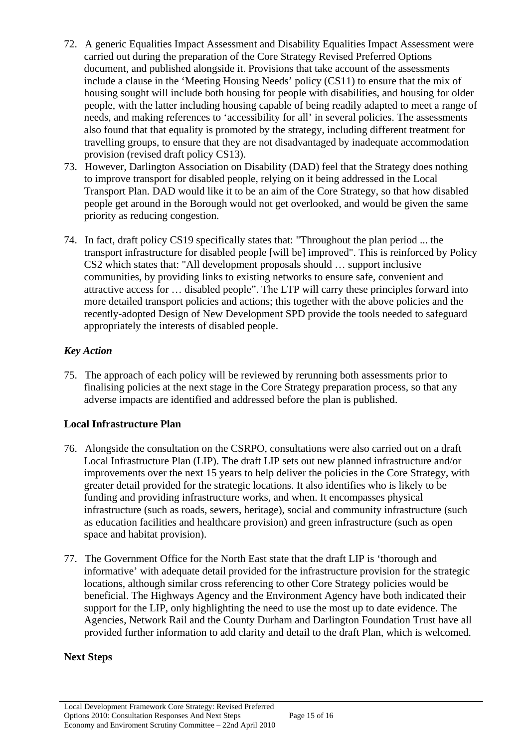72. A generic Equalities Impact Assessment and Disability Equalities Impact Assessment were carried out during the preparation of the Core Strategy Revised Preferred Options document, and published alongside it. Provisions that take account of the assessments include a clause in the 'Meeting Housing Needs' policy (CS11) to ensure that the mix of housing sought will include both housing for people with disabilities, and housing for older people, with the latter including housing capable of being readily adapted to meet a range of needs, and making references to 'accessibility for all' in several policies. The assessments also found that that equality is promoted by the strategy, including different treatment for travelling groups, to ensure that they are not disadvantaged by inadequate accommodation provision (revised draft policy CS13).
73. However, Darlington Association on Disability (DAD) feel that the Strategy does nothing to improve transport for disabled people, relying on it being addressed in the Local Transport Plan. DAD would like it to be an aim of the Core Strategy, so that how disabled people get around in the Borough would not get overlooked, and would be given the same priority as reducing congestion.
74. In fact, draft policy CS19 specifically states that: "Throughout the plan period ... the transport infrastructure for disabled people [will be] improved". This is reinforced by Policy CS2 which states that: "All development proposals should … support inclusive communities, by providing links to existing networks to ensure safe, convenient and attractive access for … disabled people". The LTP will carry these principles forward into more detailed transport policies and actions; this together with the above policies and the recently-adopted Design of New Development SPD provide the tools needed to safeguard appropriately the interests of disabled people.

### *Key Action*

75. The approach of each policy will be reviewed by rerunning both assessments prior to finalising policies at the next stage in the Core Strategy preparation process, so that any adverse impacts are identified and addressed before the plan is published.

### Local Infrastructure Plan

76. Alongside the consultation on the CSRPO, consultations were also carried out on a draft Local Infrastructure Plan (LIP). The draft LIP sets out new planned infrastructure and/or improvements over the next 15 years to help deliver the policies in the Core Strategy, with greater detail provided for the strategic locations. It also identifies who is likely to be funding and providing infrastructure works, and when. It encompasses physical infrastructure (such as roads, sewers, heritage), social and community infrastructure (such as education facilities and healthcare provision) and green infrastructure (such as open space and habitat provision).
77. The Government Office for the North East state that the draft LIP is 'thorough and informative' with adequate detail provided for the infrastructure provision for the strategic locations, although similar cross referencing to other Core Strategy policies would be beneficial. The Highways Agency and the Environment Agency have both indicated their support for the LIP, only highlighting the need to use the most up to date evidence. The Agencies, Network Rail and the County Durham and Darlington Foundation Trust have all provided further information to add clarity and detail to the draft Plan, which is welcomed.

### Next Steps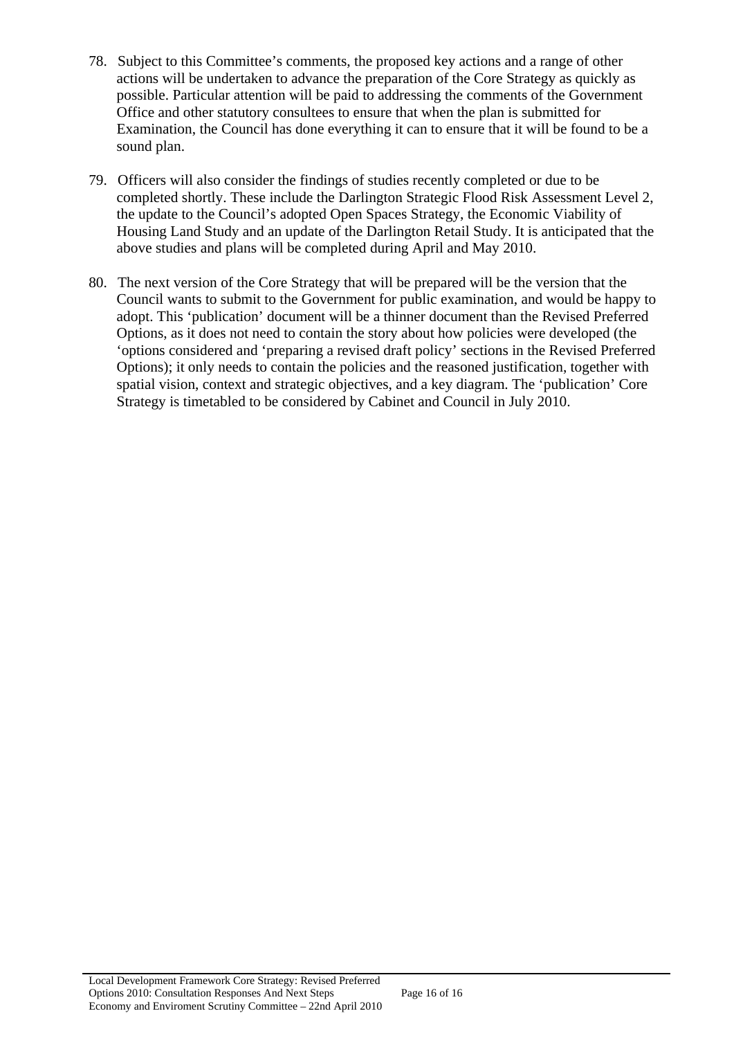78. Subject to this Committee's comments, the proposed key actions and a range of other actions will be undertaken to advance the preparation of the Core Strategy as quickly as possible. Particular attention will be paid to addressing the comments of the Government Office and other statutory consultees to ensure that when the plan is submitted for Examination, the Council has done everything it can to ensure that it will be found to be a sound plan.

79. Officers will also consider the findings of studies recently completed or due to be completed shortly. These include the Darlington Strategic Flood Risk Assessment Level 2, the update to the Council's adopted Open Spaces Strategy, the Economic Viability of Housing Land Study and an update of the Darlington Retail Study. It is anticipated that the above studies and plans will be completed during April and May 2010.

80. The next version of the Core Strategy that will be prepared will be the version that the Council wants to submit to the Government for public examination, and would be happy to adopt. This 'publication' document will be a thinner document than the Revised Preferred Options, as it does not need to contain the story about how policies were developed (the 'options considered and 'preparing a revised draft policy' sections in the Revised Preferred Options); it only needs to contain the policies and the reasoned justification, together with spatial vision, context and strategic objectives, and a key diagram. The 'publication' Core Strategy is timetabled to be considered by Cabinet and Council in July 2010.